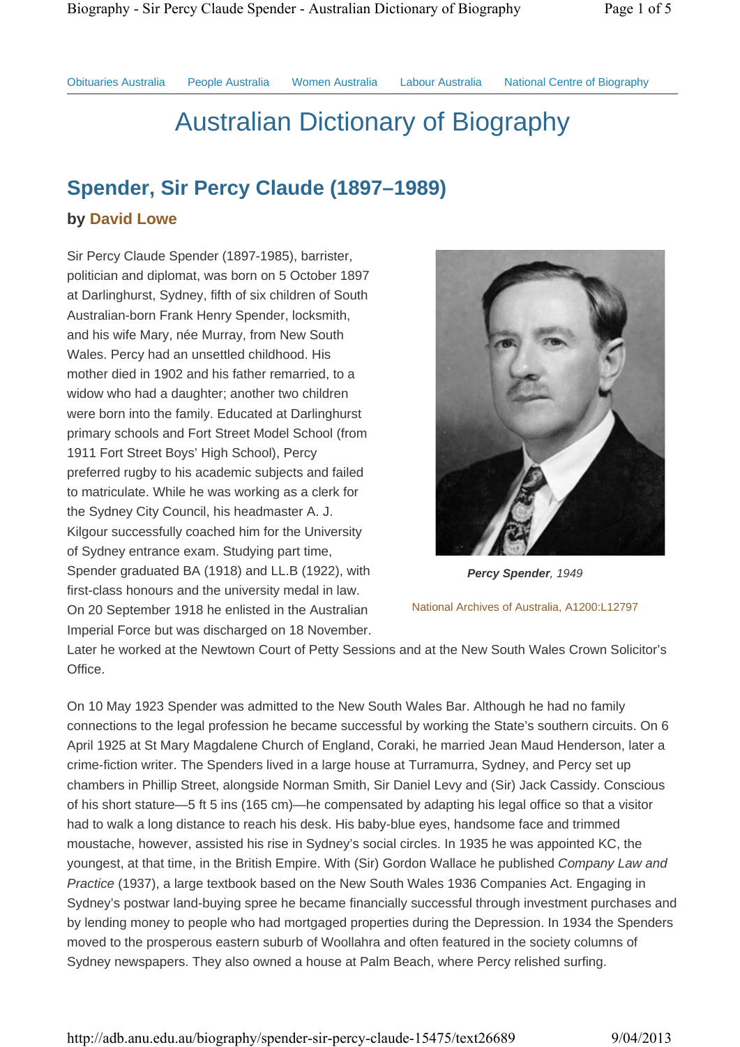Obituaries Australia People Australia Women Australia Labour Australia National Centre of Biography

# Australian Dictionary of Biography

## Spender, Sir Percy Claude (1897–1989)

### by David Lowe

Sir Percy Claude Spender (1897-1985), barrister, politician and diplomat, was born on 5 October 1897 at Darlinghurst, Sydney, fifth of six children of South Australian-born Frank Henry Spender, locksmith, and his wife Mary, née Murray, from New South Wales. Percy had an unsettled childhood. His mother died in 1902 and his father remarried, to a widow who had a daughter; another two children were born into the family. Educated at Darlinghurst primary schools and Fort Street Model School (from 1911 Fort Street Boys' High School), Percy preferred rugby to his academic subjects and failed to matriculate. While he was working as a clerk for the Sydney City Council, his headmaster A. J. Kilgour successfully coached him for the University of Sydney entrance exam. Studying part time, Spender graduated BA (1918) and LL.B (1922), with first-class honours and the university medal in law. On 20 September 1918 he enlisted in the Australian Imperial Force but was discharged on 18 November. Later he worked at the Newtown Court of Petty Sessions and at the New South Wales Crown Solicitor's Office.

***Percy Spender**, 1949*

National Archives of Australia, A1200:L12797

On 10 May 1923 Spender was admitted to the New South Wales Bar. Although he had no family connections to the legal profession he became successful by working the State's southern circuits. On 6 April 1925 at St Mary Magdalene Church of England, Coraki, he married Jean Maud Henderson, later a crime-fiction writer. The Spenders lived in a large house at Turramurra, Sydney, and Percy set up chambers in Phillip Street, alongside Norman Smith, Sir Daniel Levy and (Sir) Jack Cassidy. Conscious of his short stature—5 ft 5 ins (165 cm)—he compensated by adapting his legal office so that a visitor had to walk a long distance to reach his desk. His baby-blue eyes, handsome face and trimmed moustache, however, assisted his rise in Sydney's social circles. In 1935 he was appointed KC, the youngest, at that time, in the British Empire. With (Sir) Gordon Wallace he published *Company Law and Practice* (1937), a large textbook based on the New South Wales 1936 Companies Act. Engaging in Sydney's postwar land-buying spree he became financially successful through investment purchases and by lending money to people who had mortgaged properties during the Depression. In 1934 the Spenders moved to the prosperous eastern suburb of Woollahra and often featured in the society columns of Sydney newspapers. They also owned a house at Palm Beach, where Percy relished surfing.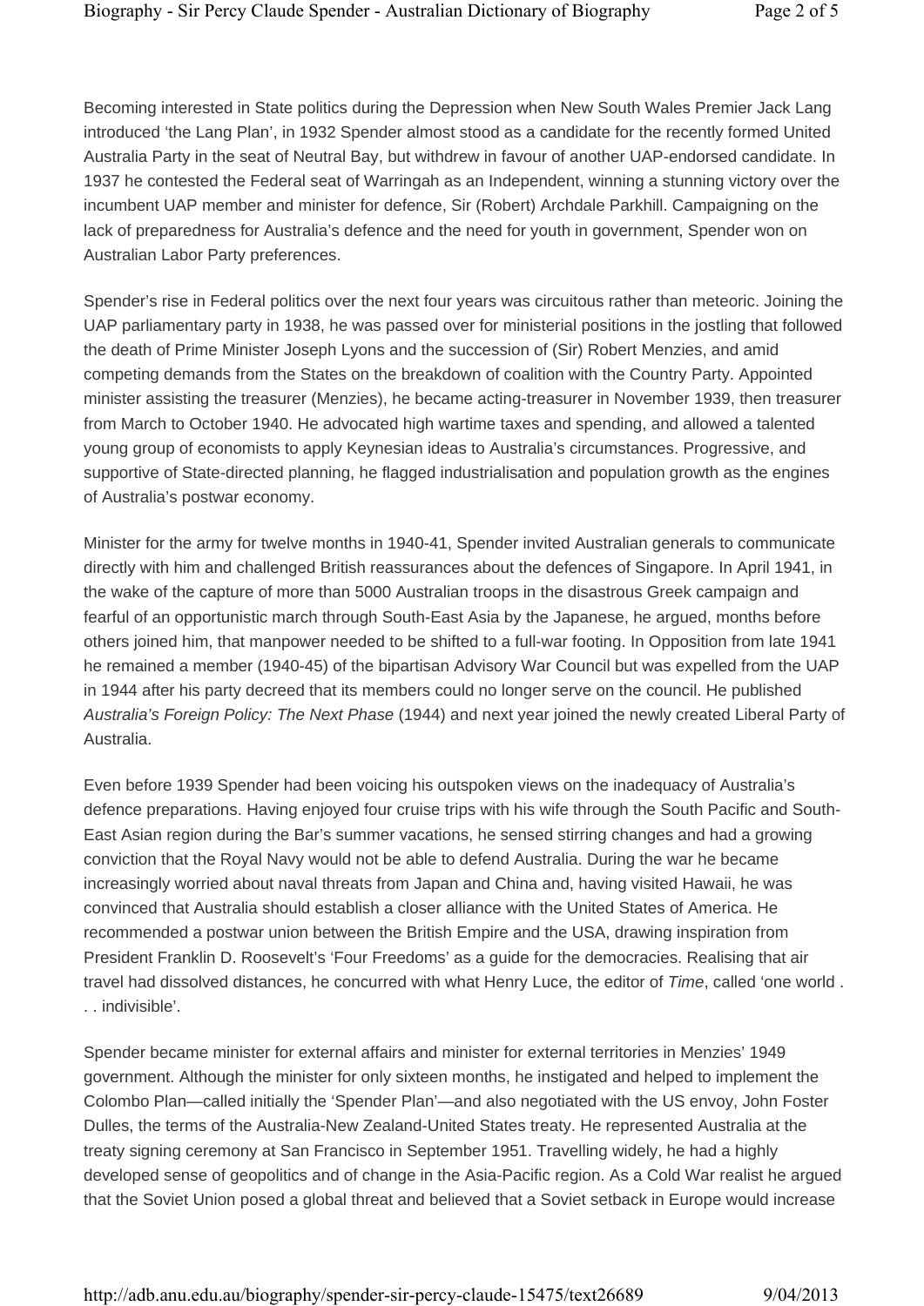Becoming interested in State politics during the Depression when New South Wales Premier Jack Lang introduced 'the Lang Plan', in 1932 Spender almost stood as a candidate for the recently formed United Australia Party in the seat of Neutral Bay, but withdrew in favour of another UAP-endorsed candidate. In 1937 he contested the Federal seat of Warringah as an Independent, winning a stunning victory over the incumbent UAP member and minister for defence, Sir (Robert) Archdale Parkhill. Campaigning on the lack of preparedness for Australia's defence and the need for youth in government, Spender won on Australian Labor Party preferences.

Spender's rise in Federal politics over the next four years was circuitous rather than meteoric. Joining the UAP parliamentary party in 1938, he was passed over for ministerial positions in the jostling that followed the death of Prime Minister Joseph Lyons and the succession of (Sir) Robert Menzies, and amid competing demands from the States on the breakdown of coalition with the Country Party. Appointed minister assisting the treasurer (Menzies), he became acting-treasurer in November 1939, then treasurer from March to October 1940. He advocated high wartime taxes and spending, and allowed a talented young group of economists to apply Keynesian ideas to Australia's circumstances. Progressive, and supportive of State-directed planning, he flagged industrialisation and population growth as the engines of Australia's postwar economy.

Minister for the army for twelve months in 1940-41, Spender invited Australian generals to communicate directly with him and challenged British reassurances about the defences of Singapore. In April 1941, in the wake of the capture of more than 5000 Australian troops in the disastrous Greek campaign and fearful of an opportunistic march through South-East Asia by the Japanese, he argued, months before others joined him, that manpower needed to be shifted to a full-war footing. In Opposition from late 1941 he remained a member (1940-45) of the bipartisan Advisory War Council but was expelled from the UAP in 1944 after his party decreed that its members could no longer serve on the council. He published *Australia's Foreign Policy: The Next Phase* (1944) and next year joined the newly created Liberal Party of Australia.

Even before 1939 Spender had been voicing his outspoken views on the inadequacy of Australia's defence preparations. Having enjoyed four cruise trips with his wife through the South Pacific and South-East Asian region during the Bar's summer vacations, he sensed stirring changes and had a growing conviction that the Royal Navy would not be able to defend Australia. During the war he became increasingly worried about naval threats from Japan and China and, having visited Hawaii, he was convinced that Australia should establish a closer alliance with the United States of America. He recommended a postwar union between the British Empire and the USA, drawing inspiration from President Franklin D. Roosevelt's 'Four Freedoms' as a guide for the democracies. Realising that air travel had dissolved distances, he concurred with what Henry Luce, the editor of *Time*, called 'one world . . . indivisible'.

Spender became minister for external affairs and minister for external territories in Menzies' 1949 government. Although the minister for only sixteen months, he instigated and helped to implement the Colombo Plan—called initially the 'Spender Plan'—and also negotiated with the US envoy, John Foster Dulles, the terms of the Australia-New Zealand-United States treaty. He represented Australia at the treaty signing ceremony at San Francisco in September 1951. Travelling widely, he had a highly developed sense of geopolitics and of change in the Asia-Pacific region. As a Cold War realist he argued that the Soviet Union posed a global threat and believed that a Soviet setback in Europe would increase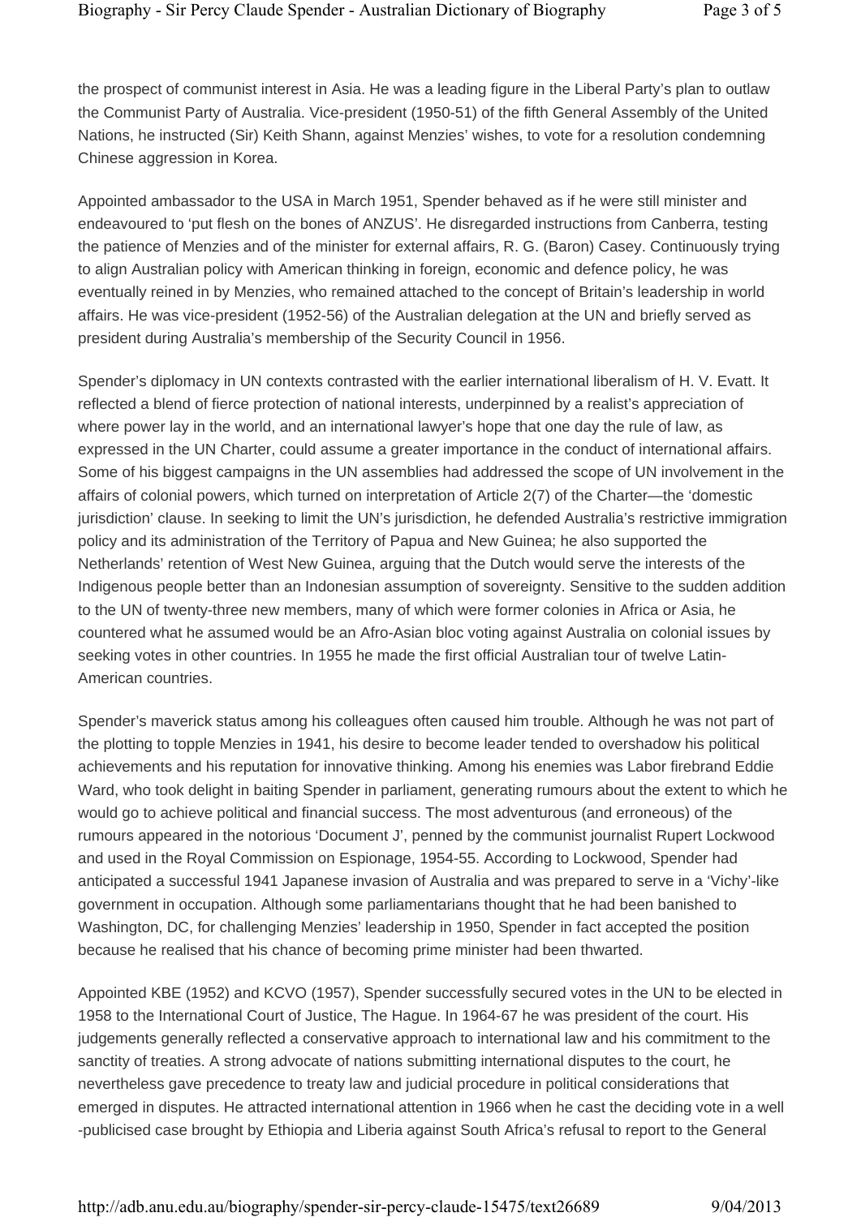the prospect of communist interest in Asia. He was a leading figure in the Liberal Party's plan to outlaw the Communist Party of Australia. Vice-president (1950-51) of the fifth General Assembly of the United Nations, he instructed (Sir) Keith Shann, against Menzies' wishes, to vote for a resolution condemning Chinese aggression in Korea.

Appointed ambassador to the USA in March 1951, Spender behaved as if he were still minister and endeavoured to 'put flesh on the bones of ANZUS'. He disregarded instructions from Canberra, testing the patience of Menzies and of the minister for external affairs, R. G. (Baron) Casey. Continuously trying to align Australian policy with American thinking in foreign, economic and defence policy, he was eventually reined in by Menzies, who remained attached to the concept of Britain's leadership in world affairs. He was vice-president (1952-56) of the Australian delegation at the UN and briefly served as president during Australia's membership of the Security Council in 1956.

Spender's diplomacy in UN contexts contrasted with the earlier international liberalism of H. V. Evatt. It reflected a blend of fierce protection of national interests, underpinned by a realist's appreciation of where power lay in the world, and an international lawyer's hope that one day the rule of law, as expressed in the UN Charter, could assume a greater importance in the conduct of international affairs. Some of his biggest campaigns in the UN assemblies had addressed the scope of UN involvement in the affairs of colonial powers, which turned on interpretation of Article 2(7) of the Charter—the 'domestic jurisdiction' clause. In seeking to limit the UN's jurisdiction, he defended Australia's restrictive immigration policy and its administration of the Territory of Papua and New Guinea; he also supported the Netherlands' retention of West New Guinea, arguing that the Dutch would serve the interests of the Indigenous people better than an Indonesian assumption of sovereignty. Sensitive to the sudden addition to the UN of twenty-three new members, many of which were former colonies in Africa or Asia, he countered what he assumed would be an Afro-Asian bloc voting against Australia on colonial issues by seeking votes in other countries. In 1955 he made the first official Australian tour of twelve Latin-American countries.

Spender's maverick status among his colleagues often caused him trouble. Although he was not part of the plotting to topple Menzies in 1941, his desire to become leader tended to overshadow his political achievements and his reputation for innovative thinking. Among his enemies was Labor firebrand Eddie Ward, who took delight in baiting Spender in parliament, generating rumours about the extent to which he would go to achieve political and financial success. The most adventurous (and erroneous) of the rumours appeared in the notorious 'Document J', penned by the communist journalist Rupert Lockwood and used in the Royal Commission on Espionage, 1954-55. According to Lockwood, Spender had anticipated a successful 1941 Japanese invasion of Australia and was prepared to serve in a 'Vichy'-like government in occupation. Although some parliamentarians thought that he had been banished to Washington, DC, for challenging Menzies' leadership in 1950, Spender in fact accepted the position because he realised that his chance of becoming prime minister had been thwarted.

Appointed KBE (1952) and KCVO (1957), Spender successfully secured votes in the UN to be elected in 1958 to the International Court of Justice, The Hague. In 1964-67 he was president of the court. His judgements generally reflected a conservative approach to international law and his commitment to the sanctity of treaties. A strong advocate of nations submitting international disputes to the court, he nevertheless gave precedence to treaty law and judicial procedure in political considerations that emerged in disputes. He attracted international attention in 1966 when he cast the deciding vote in a well-publicised case brought by Ethiopia and Liberia against South Africa's refusal to report to the General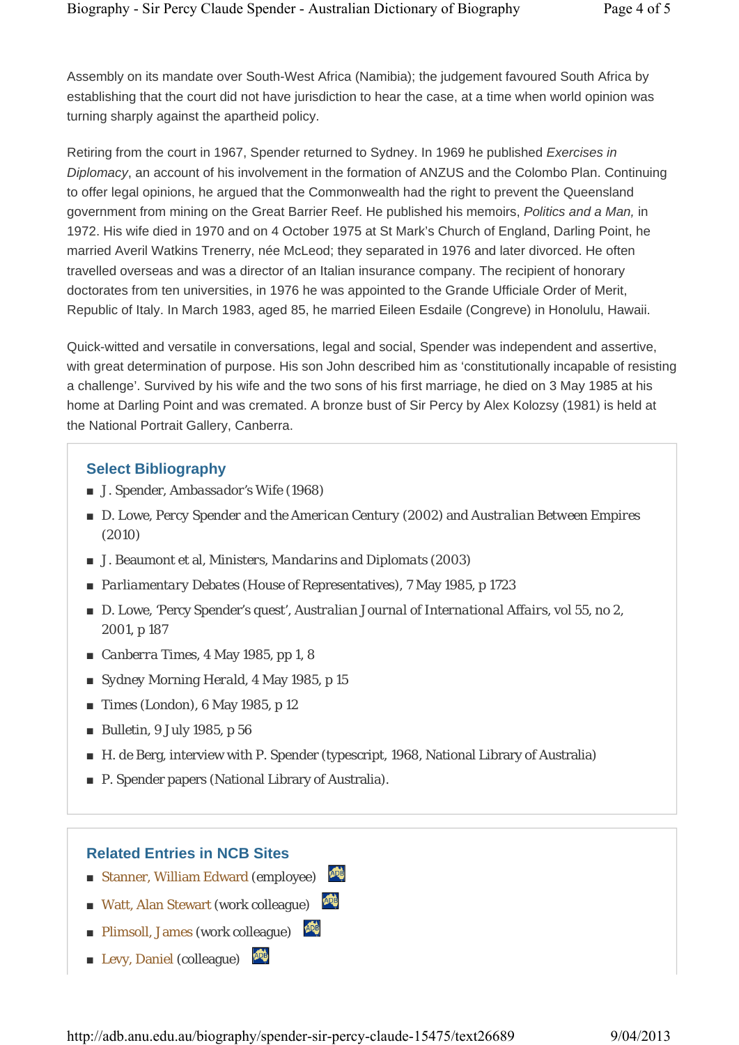Assembly on its mandate over South-West Africa (Namibia); the judgement favoured South Africa by establishing that the court did not have jurisdiction to hear the case, at a time when world opinion was turning sharply against the apartheid policy.

Retiring from the court in 1967, Spender returned to Sydney. In 1969 he published *Exercises in Diplomacy*, an account of his involvement in the formation of ANZUS and the Colombo Plan. Continuing to offer legal opinions, he argued that the Commonwealth had the right to prevent the Queensland government from mining on the Great Barrier Reef. He published his memoirs, *Politics and a Man*, in 1972. His wife died in 1970 and on 4 October 1975 at St Mark's Church of England, Darling Point, he married Averil Watkins Trenerry, née McLeod; they separated in 1976 and later divorced. He often travelled overseas and was a director of an Italian insurance company. The recipient of honorary doctorates from ten universities, in 1976 he was appointed to the Grande Ufficiale Order of Merit, Republic of Italy. In March 1983, aged 85, he married Eileen Esdaile (Congreve) in Honolulu, Hawaii.

Quick-witted and versatile in conversations, legal and social, Spender was independent and assertive, with great determination of purpose. His son John described him as 'constitutionally incapable of resisting a challenge'. Survived by his wife and the two sons of his first marriage, he died on 3 May 1985 at his home at Darling Point and was cremated. A bronze bust of Sir Percy by Alex Kolozsy (1981) is held at the National Portrait Gallery, Canberra.

## Select Bibliography

- J. Spender, Ambassador's Wife (1968)
- D. Lowe, Percy Spender and the American Century (2002) and Australian Between Empires (2010)
- J. Beaumont et al, Ministers, Mandarins and Diplomats (2003)
- Parliamentary Debates (House of Representatives), 7 May 1985, p 1723
- D. Lowe, 'Percy Spender's quest', Australian Journal of International Affairs, vol 55, no 2, 2001, p 187
- Canberra Times, 4 May 1985, pp 1, 8
- Sydney Morning Herald, 4 May 1985, p 15
- Times (London), 6 May 1985, p 12
- Bulletin, 9 July 1985, p 56
- H. de Berg, interview with P. Spender (typescript, 1968, National Library of Australia)
- P. Spender papers (National Library of Australia).

## Related Entries in NCB Sites

- Stanner, William Edward (employee)
- Watt, Alan Stewart (work colleague)
- Plimsoll, James (work colleague)
- Levy, Daniel (colleague)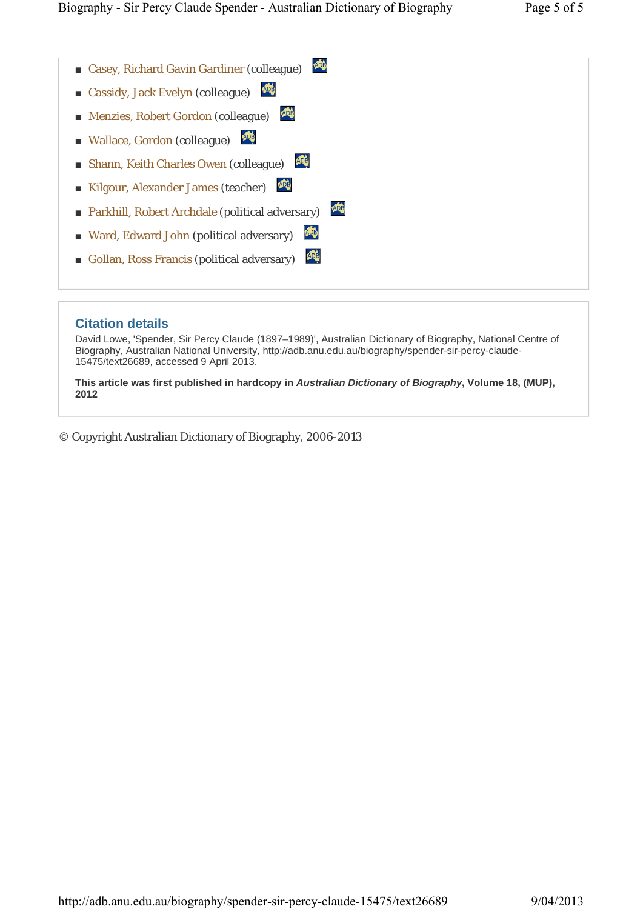- Casey, Richard Gavin Gardiner (colleague)
- Cassidy, Jack Evelyn (colleague)
- Menzies, Robert Gordon (colleague)
- Wallace, Gordon (colleague)
- Shann, Keith Charles Owen (colleague)
- Kilgour, Alexander James (teacher)
- Parkhill, Robert Archdale (political adversary)
- Ward, Edward John (political adversary)
- Gollan, Ross Francis (political adversary)

## Citation details

David Lowe, 'Spender, Sir Percy Claude (1897–1989)', Australian Dictionary of Biography, National Centre of Biography, Australian National University, http://adb.anu.edu.au/biography/spender-sir-percy-claude-15475/text26689, accessed 9 April 2013.

**This article was first published in hardcopy in *Australian Dictionary of Biography*, Volume 18, (MUP), 2012**

© Copyright Australian Dictionary of Biography, 2006-2013